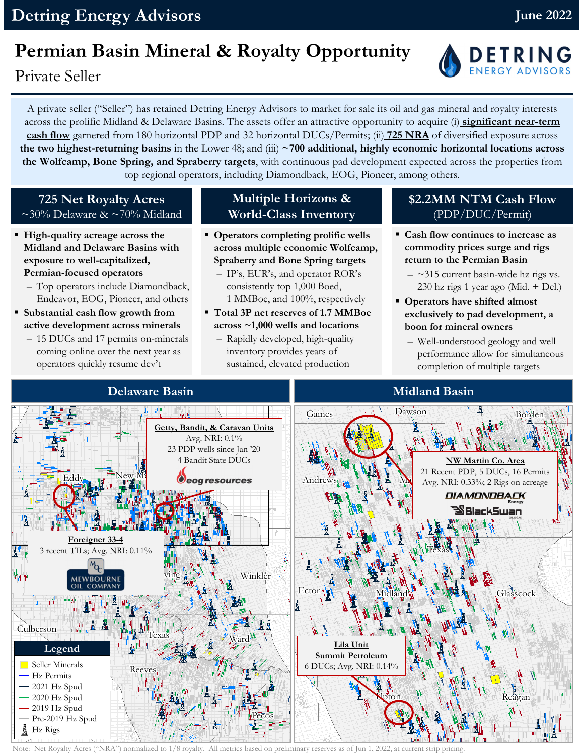**Detring Energy Advisors** — June 2022

# Permian Basin Mineral & Royalty Opportunity

Private Seller

A private seller ("Seller") has retained Detring Energy Advisors to market for sale its oil and gas mineral and royalty interests across the prolific Midland & Delaware Basins. The assets offer an attractive opportunity to acquire (i) **significant near-term cash flow** garnered from 180 horizontal PDP and 32 horizontal DUCs/Permits; (ii) **725 NRA** of diversified exposure across **the two highest-returning basins** in the Lower 48; and (iii) **~700 additional, highly economic horizontal locations across the Wolfcamp, Bone Spring, and Spraberry targets**, with continuous pad development expected across the properties from top regional operators, including Diamondback, EOG, Pioneer, among others.

## 725 Net Royalty Acres
~30% Delaware & ~70% Midland

- **High-quality acreage across the Midland and Delaware Basins with exposure to well-capitalized, Permian-focused operators**
  - Top operators include Diamondback, Endeavor, EOG, Pioneer, and others
- **Substantial cash flow growth from active development across minerals**
  - 15 DUCs and 17 permits on-minerals coming online over the next year as operators quickly resume dev't

## Multiple Horizons & World-Class Inventory

- **Operators completing prolific wells across multiple economic Wolfcamp, Spraberry and Bone Spring targets**
  - IP's, EUR's, and operator ROR's consistently top 1,000 Boed, 1 MMBoe, and 100%, respectively
- **Total 3P net reserves of 1.7 MMBoe across ~1,000 wells and locations**
  - Rapidly developed, high-quality inventory provides years of sustained, elevated production

## $2.2MM NTM Cash Flow
(PDP/DUC/Permit)

- **Cash flow continues to increase as commodity prices surge and rigs return to the Permian Basin**
  - ~315 current basin-wide hz rigs vs. 230 hz rigs 1 year ago (Mid. + Del.)
- **Operators have shifted almost exclusively to pad development, a boon for mineral owners**
  - Well-understood geology and well performance allow for simultaneous completion of multiple targets

## Delaware Basin

**Getty, Bandit, & Caravan Units**
Avg. NRI: 0.1%
23 PDP wells since Jan '20
4 Bandit State DUCs
eog resources

**Foreigner 33-4**
3 recent TILs; Avg. NRI: 0.11%
Mewbourne Oil Company

**Legend**
- Seller Minerals
- Hz Permits
- 2021 Hz Spud
- 2020 Hz Spud
- 2019 Hz Spud
- Pre-2019 Hz Spud
- Hz Rigs

## Midland Basin

**NW Martin Co. Area**
21 Recent PDP, 5 DUCs, 16 Permits
Avg. NRI: 0.33%; 2 Rigs on acreage
Diamondback Energy
BlackSwan Oil & Gas

**Lila Unit**
**Summit Petroleum**
6 DUCs; Avg. NRI: 0.14%

Note: Net Royalty Acres ("NRA") normalized to 1/8 royalty. All metrics based on preliminary reserves as of Jun 1, 2022, at current strip pricing.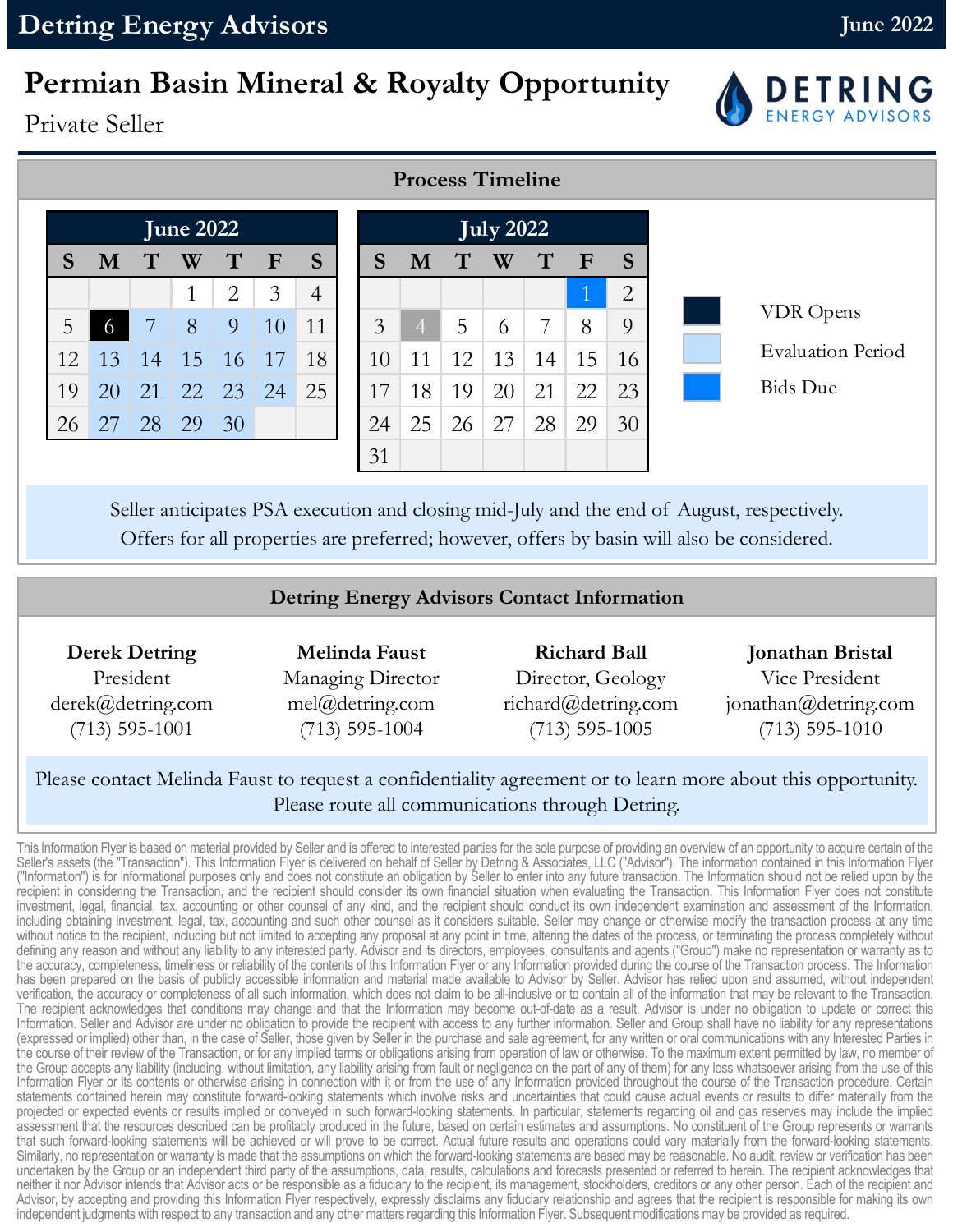# Detring Energy Advisors

## Permian Basin Mineral & Royalty Opportunity

Private Seller

### Process Timeline

**June 2022**

| S | M | T | W | T | F | S |
|---|---|---|---|---|---|---|
| | | | 1 | 2 | 3 | 4 |
| 5 | 6 | 7 | 8 | 9 | 10 | 11 |
| 12 | 13 | 14 | 15 | 16 | 17 | 18 |
| 19 | 20 | 21 | 22 | 23 | 24 | 25 |
| 26 | 27 | 28 | 29 | 30 | | |

**July 2022**

| S | M | T | W | T | F | S |
|---|---|---|---|---|---|---|
| | | | | | 1 | 2 |
| 3 | 4 | 5 | 6 | 7 | 8 | 9 |
| 10 | 11 | 12 | 13 | 14 | 15 | 16 |
| 17 | 18 | 19 | 20 | 21 | 22 | 23 |
| 24 | 25 | 26 | 27 | 28 | 29 | 30 |
| 31 | | | | | | |

- VDR Opens
- Evaluation Period
- Bids Due

Seller anticipates PSA execution and closing mid-July and the end of August, respectively.
Offers for all properties are preferred; however, offers by basin will also be considered.

### Detring Energy Advisors Contact Information

**Derek Detring**
President
derek@detring.com
(713) 595-1001

**Melinda Faust**
Managing Director
mel@detring.com
(713) 595-1004

**Richard Ball**
Director, Geology
richard@detring.com
(713) 595-1005

**Jonathan Bristal**
Vice President
jonathan@detring.com
(713) 595-1010

Please contact Melinda Faust to request a confidentiality agreement or to learn more about this opportunity.
Please route all communications through Detring.

This Information Flyer is based on material provided by Seller and is offered to interested parties for the sole purpose of providing an overview of an opportunity to acquire certain of the Seller's assets (the "Transaction"). This Information Flyer is delivered on behalf of Seller by Detring & Associates, LLC ("Advisor"). The information contained in this Information Flyer ("Information") is for informational purposes only and does not constitute an obligation by Seller to enter into any future transaction. The Information should not be relied upon by the recipient in considering the Transaction, and the recipient should consider its own financial situation when evaluating the Transaction. This Information Flyer does not constitute investment, legal, financial, tax, accounting or other counsel of any kind, and the recipient should conduct its own independent examination and assessment of the Information, including obtaining investment, legal, tax, accounting and such other counsel as it considers suitable. Seller may change or otherwise modify the transaction process at any time without notice to the recipient, including but not limited to accepting any proposal at any point in time, altering the dates of the process, or terminating the process completely without defining any reason and without any liability to any interested party. Advisor and its directors, employees, consultants and agents ("Group") make no representation or warranty as to the accuracy, completeness, timeliness or reliability of the contents of this Information Flyer or any Information provided during the course of the Transaction process. The Information has been prepared on the basis of publicly accessible information and material made available to Advisor by Seller. Advisor has relied upon and assumed, without independent verification, the accuracy or completeness of all such information, which does not claim to be all-inclusive or to contain all of the information that may be relevant to the Transaction. The recipient acknowledges that conditions may change and that the Information may become out-of-date as a result. Advisor is under no obligation to update or correct this Information. Seller and Advisor are under no obligation to provide the recipient with access to any further information. Seller and Group shall have no liability for any representations (expressed or implied) other than, in the case of Seller, those given by Seller in the purchase and sale agreement, for any written or oral communications with any Interested Parties in the course of their review of the Transaction, or for any implied terms or obligations arising from operation of law or otherwise. To the maximum extent permitted by law, no member of the Group accepts any liability (including, without limitation, any liability arising from fault or negligence on the part of any of them) for any loss whatsoever arising from the use of this Information Flyer or its contents or otherwise arising in connection with it or from the use of any Information provided throughout the course of the Transaction procedure. Certain statements contained herein may constitute forward-looking statements which involve risks and uncertainties that could cause actual events or results to differ materially from the projected or expected events or results implied or conveyed in such forward-looking statements. In particular, statements regarding oil and gas reserves may include the implied assessment that the resources described can be profitably produced in the future, based on certain estimates and assumptions. No constituent of the Group represents or warrants that such forward-looking statements will be achieved or will prove to be correct. Actual future results and operations could vary materially from the forward-looking statements. Similarly, no representation or warranty is made that the assumptions on which the forward-looking statements are based may be reasonable. No audit, review or verification has been undertaken by the Group or an independent third party of the assumptions, data, results, calculations and forecasts presented or referred to herein. The recipient acknowledges that neither it nor Advisor intends that Advisor acts or be responsible as a fiduciary to the recipient, its management, stockholders, creditors or any other person. Each of the recipient and Advisor, by accepting and providing this Information Flyer respectively, expressly disclaims any fiduciary relationship and agrees that the recipient is responsible for making its own independent judgments with respect to any transaction and any other matters regarding this Information Flyer. Subsequent modifications may be provided as required.